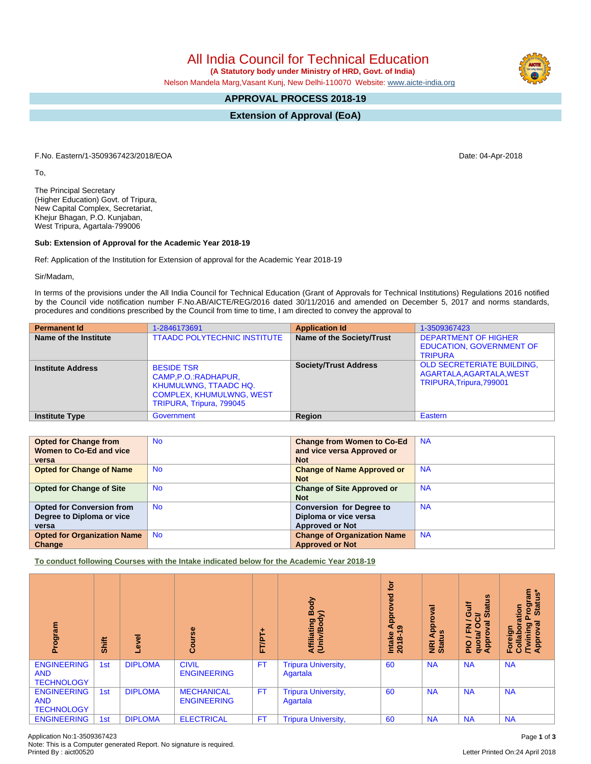# All India Council for Technical Education

**(A Statutory body under Ministry of HRD, Govt. of India)**

Nelson Mandela Marg,Vasant Kunj, New Delhi-110070 Website: www.aicte-india.org

## APPROVAL PROCESS 2018-19

## Extension of Approval (EoA)

F.No. Eastern/1-3509367423/2018/EOA

Date: 04-Apr-2018

To,

The Principal Secretary
(Higher Education) Govt. of Tripura,
New Capital Complex, Secretariat,
Khejur Bhagan, P.O. Kunjaban,
West Tripura, Agartala-799006

**Sub: Extension of Approval for the Academic Year 2018-19**

Ref: Application of the Institution for Extension of approval for the Academic Year 2018-19

Sir/Madam,

In terms of the provisions under the All India Council for Technical Education (Grant of Approvals for Technical Institutions) Regulations 2016 notified by the Council vide notification number F.No.AB/AICTE/REG/2016 dated 30/11/2016 and amended on December 5, 2017 and norms standards, procedures and conditions prescribed by the Council from time to time, I am directed to convey the approval to

| **Permanent Id** | 1-2846173691 | **Application Id** | 1-3509367423 |
|---|---|---|---|
| **Name of the Institute** | TTAADC POLYTECHNIC INSTITUTE | **Name of the Society/Trust** | DEPARTMENT OF HIGHER EDUCATION, GOVERNMENT OF TRIPURA |
| **Institute Address** | BESIDE TSR CAMP,P.O.:RADHAPUR, KHUMULWNG, TTAADC HQ. COMPLEX, KHUMULWNG, WEST TRIPURA, Tripura, 799045 | **Society/Trust Address** | OLD SECRETERIATE BUILDING, AGARTALA,AGARTALA,WEST TRIPURA,Tripura,799001 |
| **Institute Type** | Government | **Region** | Eastern |

| | | | |
|---|---|---|---|
| **Opted for Change from Women to Co-Ed and vice versa** | No | **Change from Women to Co-Ed and vice versa Approved or Not** | NA |
| **Opted for Change of Name** | No | **Change of Name Approved or Not** | NA |
| **Opted for Change of Site** | No | **Change of Site Approved or Not** | NA |
| **Opted for Conversion from Degree to Diploma or vice versa** | No | **Conversion for Degree to Diploma or vice versa Approved or Not** | NA |
| **Opted for Organization Name Change** | No | **Change of Organization Name Approved or Not** | NA |

**To conduct following Courses with the Intake indicated below for the Academic Year 2018-19**

| Program | Shift | Level | Course | FT/PT+ | Affiliating Body (Univ/Body) | Intake Approved for 2018-19 | NRI Approval Status | PIO / FN / Gulf quota/ OCI/ Approval Status | Foreign Collaboration /Twining Program Approval Status* |
|---|---|---|---|---|---|---|---|---|---|
| ENGINEERING AND TECHNOLOGY | 1st | DIPLOMA | CIVIL ENGINEERING | FT | Tripura University, Agartala | 60 | NA | NA | NA |
| ENGINEERING AND TECHNOLOGY | 1st | DIPLOMA | MECHANICAL ENGINEERING | FT | Tripura University, Agartala | 60 | NA | NA | NA |
| ENGINEERING | 1st | DIPLOMA | ELECTRICAL | FT | Tripura University, | 60 | NA | NA | NA |

Application No:1-3509367423
Note: This is a Computer generated Report. No signature is required.
Printed By : aict00520

Letter Printed On:24 April 2018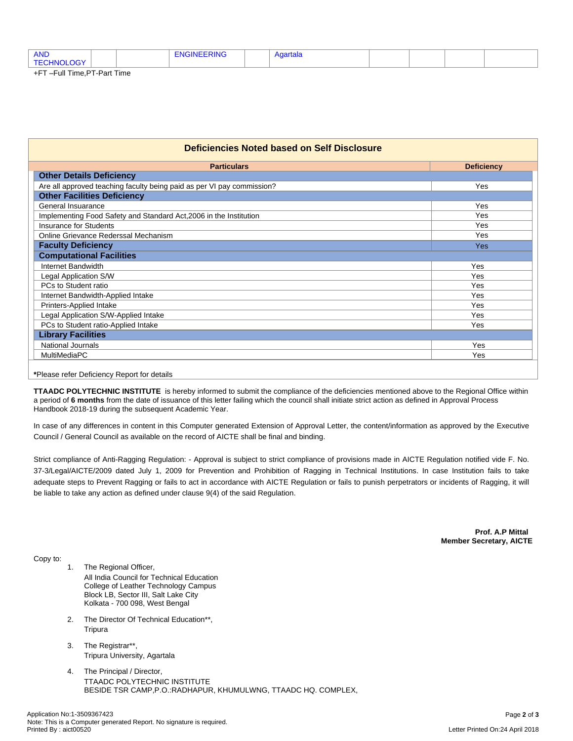| AND TECHNOLOGY | | | ENGINEERING | | Agartala | | | | |
|---|---|---|---|---|---|---|---|---|---|

+FT –Full Time,PT-Part Time

| Deficiencies Noted based on Self Disclosure | |
|---|---|
| **Particulars** | **Deficiency** |
| **Other Details Deficiency** | |
| Are all approved teaching faculty being paid as per VI pay commission? | Yes |
| **Other Facilities Deficiency** | |
| General Insuarance | Yes |
| Implementing Food Safety and Standard Act,2006 in the Institution | Yes |
| Insurance for Students | Yes |
| Online Grievance Rederssal Mechanism | Yes |
| **Faculty Deficiency** | Yes |
| **Computational Facilities** | |
| Internet Bandwidth | Yes |
| Legal Application S/W | Yes |
| PCs to Student ratio | Yes |
| Internet Bandwidth-Applied Intake | Yes |
| Printers-Applied Intake | Yes |
| Legal Application S/W-Applied Intake | Yes |
| PCs to Student ratio-Applied Intake | Yes |
| **Library Facilities** | |
| National Journals | Yes |
| MultiMediaPC | Yes |

**\***Please refer Deficiency Report for details

**TTAADC POLYTECHNIC INSTITUTE** is hereby informed to submit the compliance of the deficiencies mentioned above to the Regional Office within a period of **6 months** from the date of issuance of this letter failing which the council shall initiate strict action as defined in Approval Process Handbook 2018-19 during the subsequent Academic Year.

In case of any differences in content in this Computer generated Extension of Approval Letter, the content/information as approved by the Executive Council / General Council as available on the record of AICTE shall be final and binding.

Strict compliance of Anti-Ragging Regulation: - Approval is subject to strict compliance of provisions made in AICTE Regulation notified vide F. No. 37-3/Legal/AICTE/2009 dated July 1, 2009 for Prevention and Prohibition of Ragging in Technical Institutions. In case Institution fails to take adequate steps to Prevent Ragging or fails to act in accordance with AICTE Regulation or fails to punish perpetrators or incidents of Ragging, it will be liable to take any action as defined under clause 9(4) of the said Regulation.

**Prof. A.P Mittal**
**Member Secretary, AICTE**

Copy to:

1. The Regional Officer,
   All India Council for Technical Education
   College of Leather Technology Campus
   Block LB, Sector III, Salt Lake City
   Kolkata - 700 098, West Bengal

2. The Director Of Technical Education**,
   Tripura

3. The Registrar**,
   Tripura University, Agartala

4. The Principal / Director,
   TTAADC POLYTECHNIC INSTITUTE
   BESIDE TSR CAMP,P.O.:RADHAPUR, KHUMULWNG, TTAADC HQ. COMPLEX,

Application No:1-3509367423
Note: This is a Computer generated Report. No signature is required.
Printed By : aict00520

Letter Printed On:24 April 2018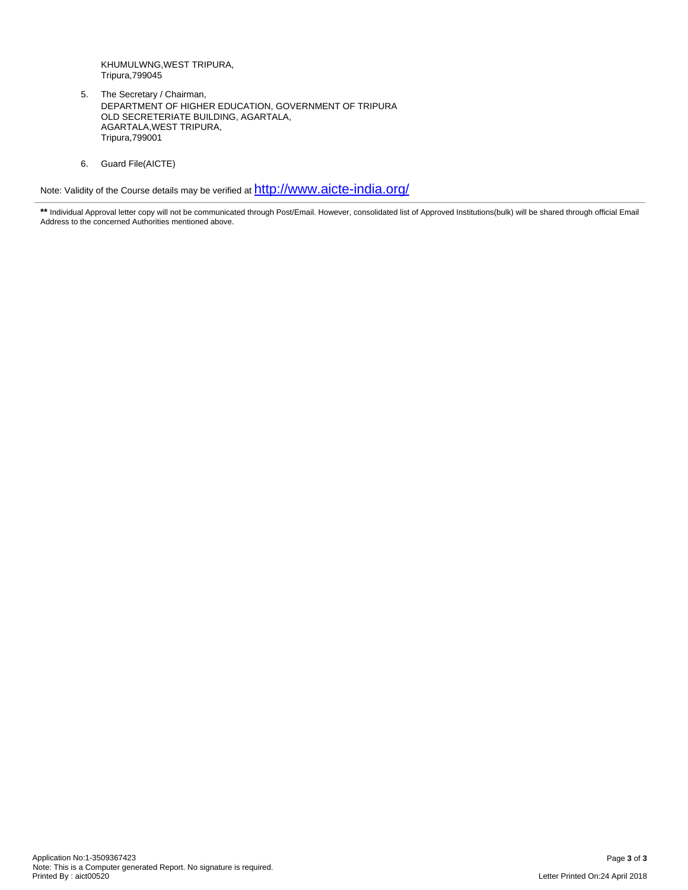KHUMULWNG,WEST TRIPURA,
Tripura,799045

5. The Secretary / Chairman,
   DEPARTMENT OF HIGHER EDUCATION, GOVERNMENT OF TRIPURA
   OLD SECRETERIATE BUILDING, AGARTALA,
   AGARTALA,WEST TRIPURA,
   Tripura,799001

6. Guard File(AICTE)

Note: Validity of the Course details may be verified at http://www.aicte-india.org/

---

**\*\*** Individual Approval letter copy will not be communicated through Post/Email. However, consolidated list of Approved Institutions(bulk) will be shared through official Email Address to the concerned Authorities mentioned above.

Application No:1-3509367423
Note: This is a Computer generated Report. No signature is required.
Printed By : aict00520

Letter Printed On:24 April 2018